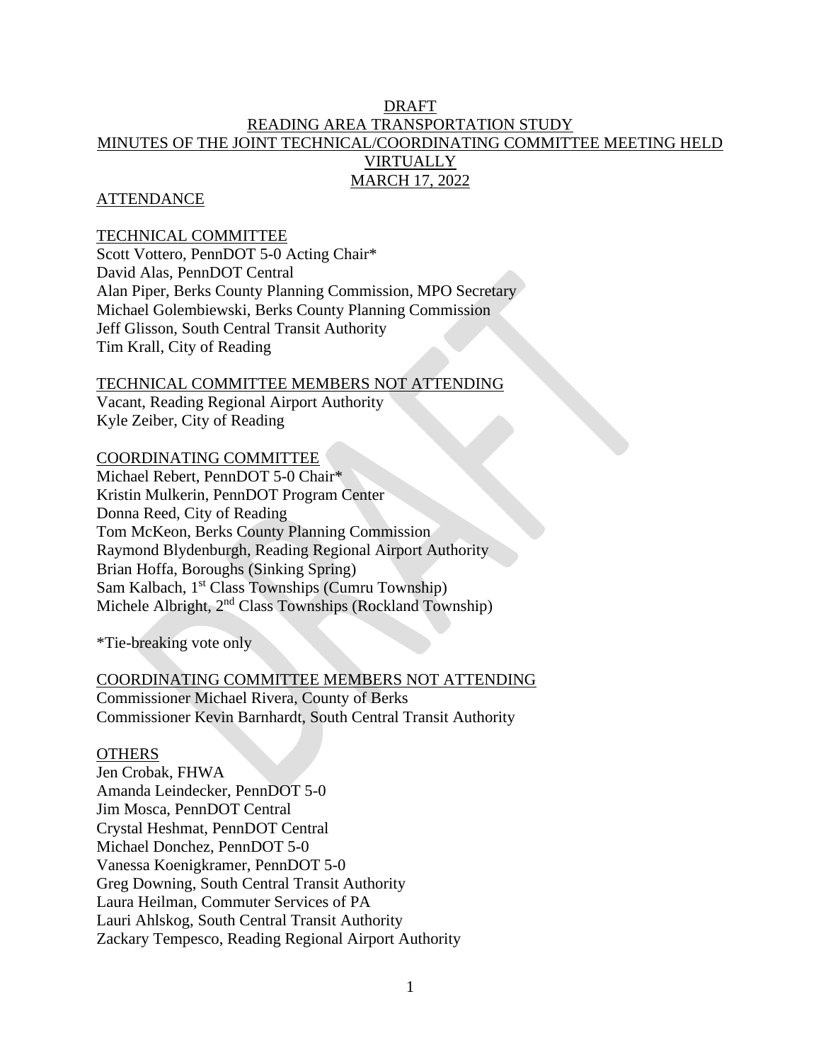# DRAFT

# READING AREA TRANSPORTATION STUDY

# MINUTES OF THE JOINT TECHNICAL/COORDINATING COMMITTEE MEETING HELD VIRTUALLY

# MARCH 17, 2022

## ATTENDANCE

### TECHNICAL COMMITTEE

Scott Vottero, PennDOT 5-0 Acting Chair*
David Alas, PennDOT Central
Alan Piper, Berks County Planning Commission, MPO Secretary
Michael Golembiewski, Berks County Planning Commission
Jeff Glisson, South Central Transit Authority
Tim Krall, City of Reading

### TECHNICAL COMMITTEE MEMBERS NOT ATTENDING

Vacant, Reading Regional Airport Authority
Kyle Zeiber, City of Reading

### COORDINATING COMMITTEE

Michael Rebert, PennDOT 5-0 Chair*
Kristin Mulkerin, PennDOT Program Center
Donna Reed, City of Reading
Tom McKeon, Berks County Planning Commission
Raymond Blydenburgh, Reading Regional Airport Authority
Brian Hoffa, Boroughs (Sinking Spring)
Sam Kalbach, 1st Class Townships (Cumru Township)
Michele Albright, 2nd Class Townships (Rockland Township)

*Tie-breaking vote only

### COORDINATING COMMITTEE MEMBERS NOT ATTENDING

Commissioner Michael Rivera, County of Berks
Commissioner Kevin Barnhardt, South Central Transit Authority

### OTHERS

Jen Crobak, FHWA
Amanda Leindecker, PennDOT 5-0
Jim Mosca, PennDOT Central
Crystal Heshmat, PennDOT Central
Michael Donchez, PennDOT 5-0
Vanessa Koenigkramer, PennDOT 5-0
Greg Downing, South Central Transit Authority
Laura Heilman, Commuter Services of PA
Lauri Ahlskog, South Central Transit Authority
Zackary Tempesco, Reading Regional Airport Authority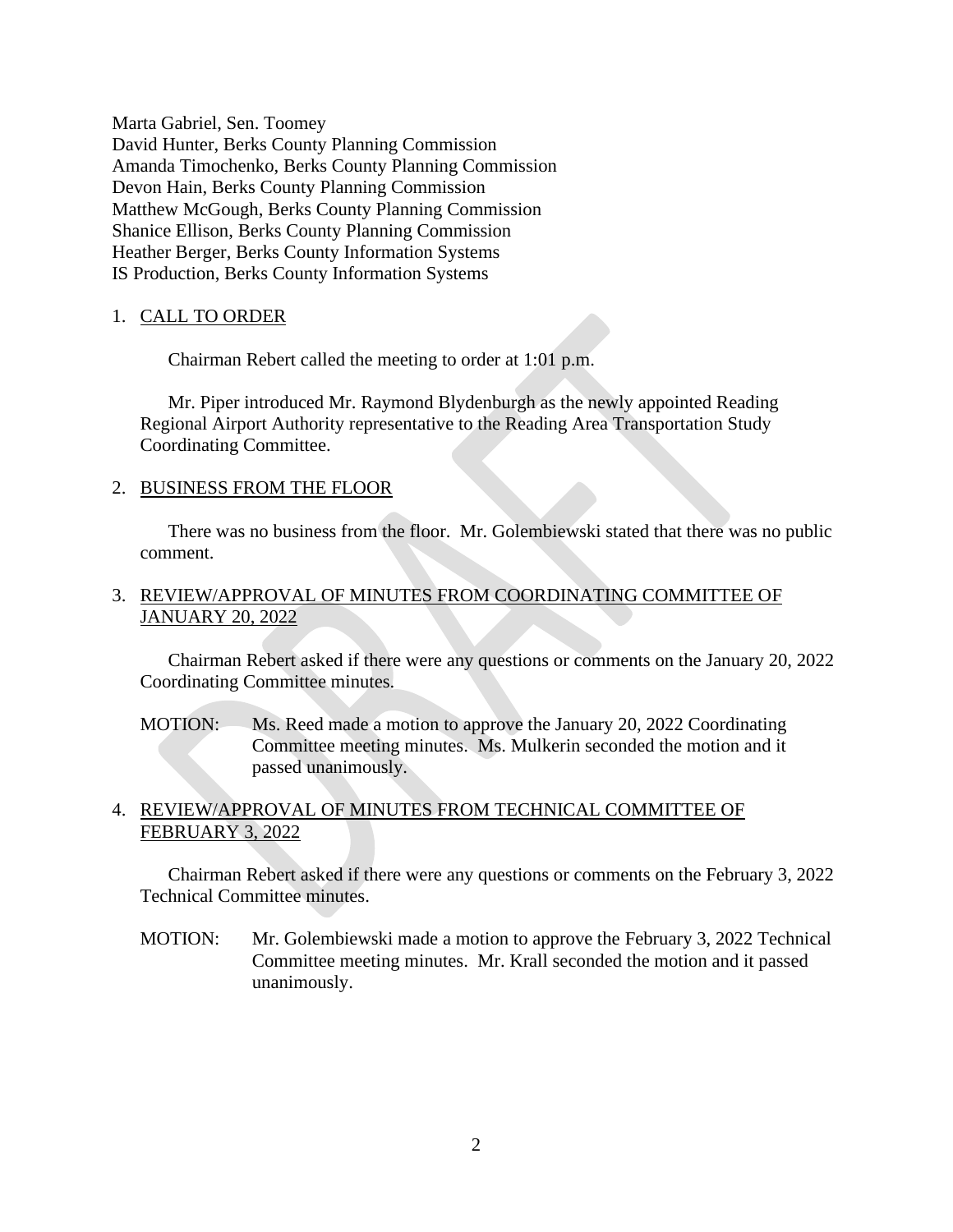Marta Gabriel, Sen. Toomey
David Hunter, Berks County Planning Commission
Amanda Timochenko, Berks County Planning Commission
Devon Hain, Berks County Planning Commission
Matthew McGough, Berks County Planning Commission
Shanice Ellison, Berks County Planning Commission
Heather Berger, Berks County Information Systems
IS Production, Berks County Information Systems

1. CALL TO ORDER

   Chairman Rebert called the meeting to order at 1:01 p.m.

   Mr. Piper introduced Mr. Raymond Blydenburgh as the newly appointed Reading Regional Airport Authority representative to the Reading Area Transportation Study Coordinating Committee.

2. BUSINESS FROM THE FLOOR

   There was no business from the floor. Mr. Golembiewski stated that there was no public comment.

3. REVIEW/APPROVAL OF MINUTES FROM COORDINATING COMMITTEE OF JANUARY 20, 2022

   Chairman Rebert asked if there were any questions or comments on the January 20, 2022 Coordinating Committee minutes.

   MOTION: Ms. Reed made a motion to approve the January 20, 2022 Coordinating Committee meeting minutes. Ms. Mulkerin seconded the motion and it passed unanimously.

4. REVIEW/APPROVAL OF MINUTES FROM TECHNICAL COMMITTEE OF FEBRUARY 3, 2022

   Chairman Rebert asked if there were any questions or comments on the February 3, 2022 Technical Committee minutes.

   MOTION: Mr. Golembiewski made a motion to approve the February 3, 2022 Technical Committee meeting minutes. Mr. Krall seconded the motion and it passed unanimously.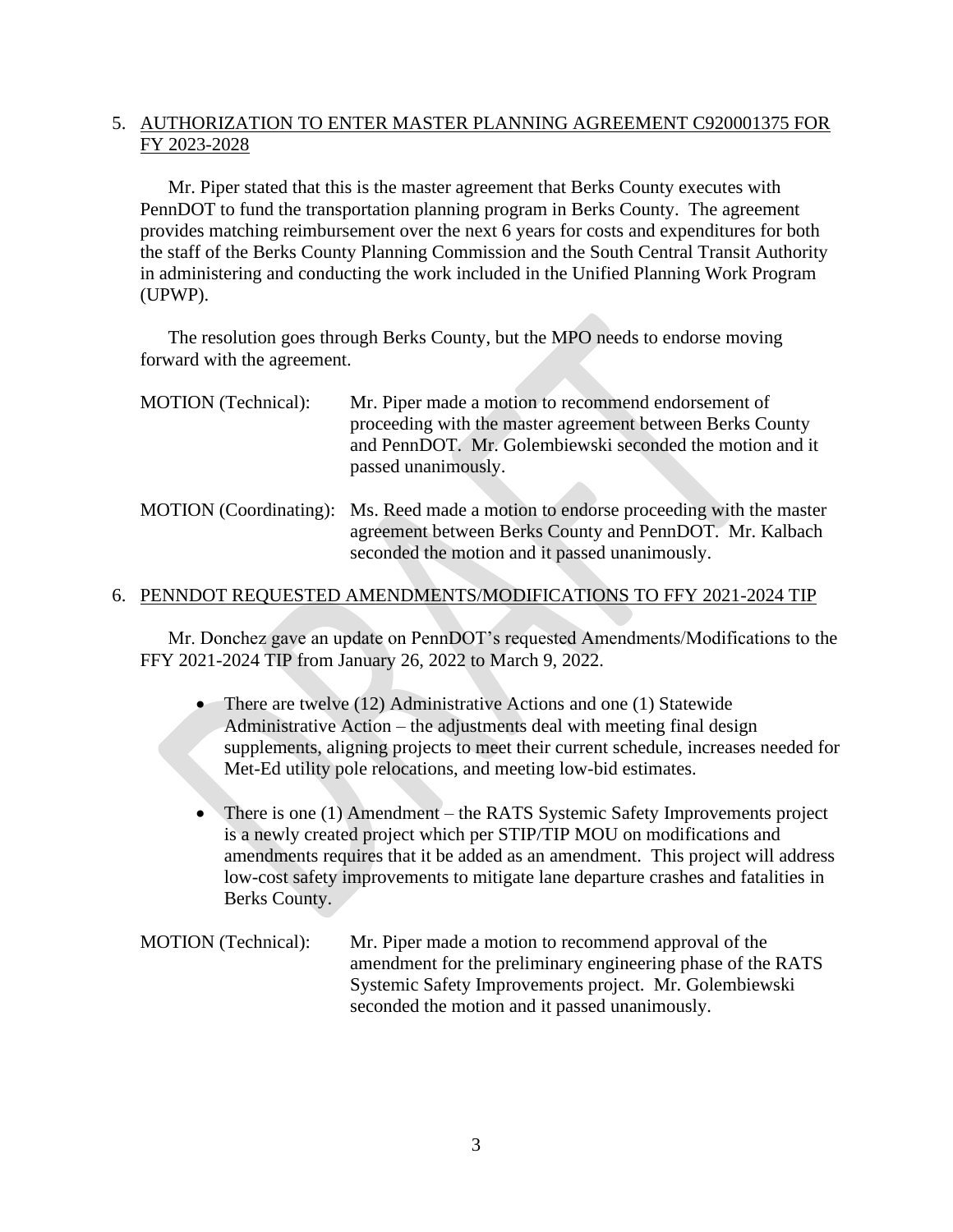## 5. AUTHORIZATION TO ENTER MASTER PLANNING AGREEMENT C920001375 FOR FY 2023-2028

Mr. Piper stated that this is the master agreement that Berks County executes with PennDOT to fund the transportation planning program in Berks County. The agreement provides matching reimbursement over the next 6 years for costs and expenditures for both the staff of the Berks County Planning Commission and the South Central Transit Authority in administering and conducting the work included in the Unified Planning Work Program (UPWP).

The resolution goes through Berks County, but the MPO needs to endorse moving forward with the agreement.

MOTION (Technical): Mr. Piper made a motion to recommend endorsement of proceeding with the master agreement between Berks County and PennDOT. Mr. Golembiewski seconded the motion and it passed unanimously.

MOTION (Coordinating): Ms. Reed made a motion to endorse proceeding with the master agreement between Berks County and PennDOT. Mr. Kalbach seconded the motion and it passed unanimously.

## 6. PENNDOT REQUESTED AMENDMENTS/MODIFICATIONS TO FFY 2021-2024 TIP

Mr. Donchez gave an update on PennDOT's requested Amendments/Modifications to the FFY 2021-2024 TIP from January 26, 2022 to March 9, 2022.

- There are twelve (12) Administrative Actions and one (1) Statewide Administrative Action – the adjustments deal with meeting final design supplements, aligning projects to meet their current schedule, increases needed for Met-Ed utility pole relocations, and meeting low-bid estimates.
- There is one (1) Amendment – the RATS Systemic Safety Improvements project is a newly created project which per STIP/TIP MOU on modifications and amendments requires that it be added as an amendment. This project will address low-cost safety improvements to mitigate lane departure crashes and fatalities in Berks County.

MOTION (Technical): Mr. Piper made a motion to recommend approval of the amendment for the preliminary engineering phase of the RATS Systemic Safety Improvements project. Mr. Golembiewski seconded the motion and it passed unanimously.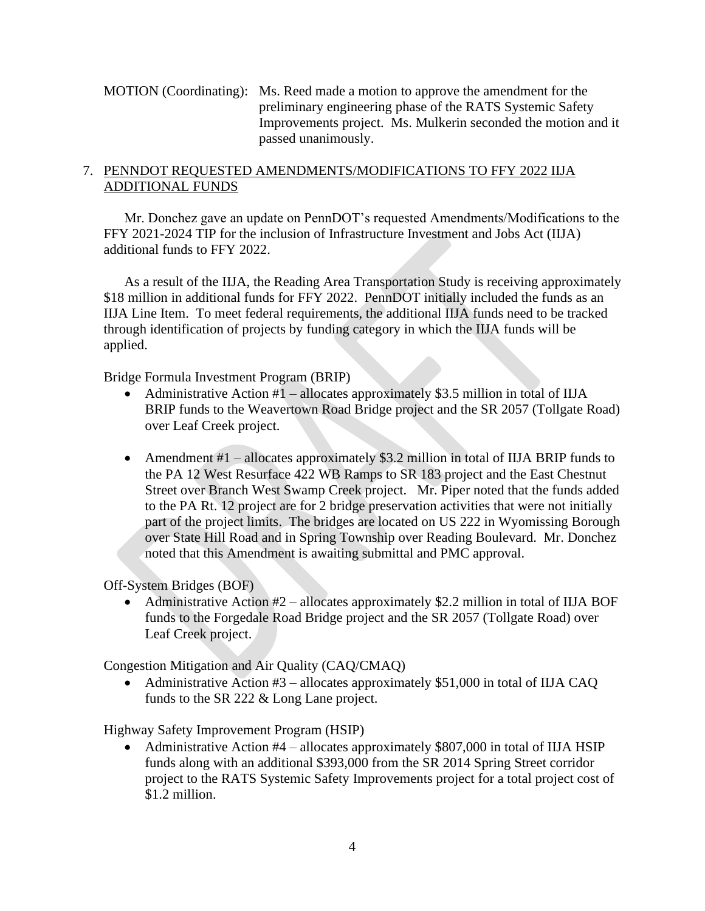MOTION (Coordinating): Ms. Reed made a motion to approve the amendment for the preliminary engineering phase of the RATS Systemic Safety Improvements project. Ms. Mulkerin seconded the motion and it passed unanimously.

7. <u>PENNDOT REQUESTED AMENDMENTS/MODIFICATIONS TO FFY 2022 IIJA ADDITIONAL FUNDS</u>

Mr. Donchez gave an update on PennDOT's requested Amendments/Modifications to the FFY 2021-2024 TIP for the inclusion of Infrastructure Investment and Jobs Act (IIJA) additional funds to FFY 2022.

As a result of the IIJA, the Reading Area Transportation Study is receiving approximately $18 million in additional funds for FFY 2022. PennDOT initially included the funds as an IIJA Line Item. To meet federal requirements, the additional IIJA funds need to be tracked through identification of projects by funding category in which the IIJA funds will be applied.

Bridge Formula Investment Program (BRIP)

- Administrative Action #1 – allocates approximately $3.5 million in total of IIJA BRIP funds to the Weavertown Road Bridge project and the SR 2057 (Tollgate Road) over Leaf Creek project.

- Amendment #1 – allocates approximately $3.2 million in total of IIJA BRIP funds to the PA 12 West Resurface 422 WB Ramps to SR 183 project and the East Chestnut Street over Branch West Swamp Creek project. Mr. Piper noted that the funds added to the PA Rt. 12 project are for 2 bridge preservation activities that were not initially part of the project limits. The bridges are located on US 222 in Wyomissing Borough over State Hill Road and in Spring Township over Reading Boulevard. Mr. Donchez noted that this Amendment is awaiting submittal and PMC approval.

Off-System Bridges (BOF)

- Administrative Action #2 – allocates approximately $2.2 million in total of IIJA BOF funds to the Forgedale Road Bridge project and the SR 2057 (Tollgate Road) over Leaf Creek project.

Congestion Mitigation and Air Quality (CAQ/CMAQ)

- Administrative Action #3 – allocates approximately $51,000 in total of IIJA CAQ funds to the SR 222 & Long Lane project.

Highway Safety Improvement Program (HSIP)

- Administrative Action #4 – allocates approximately $807,000 in total of IIJA HSIP funds along with an additional $393,000 from the SR 2014 Spring Street corridor project to the RATS Systemic Safety Improvements project for a total project cost of $1.2 million.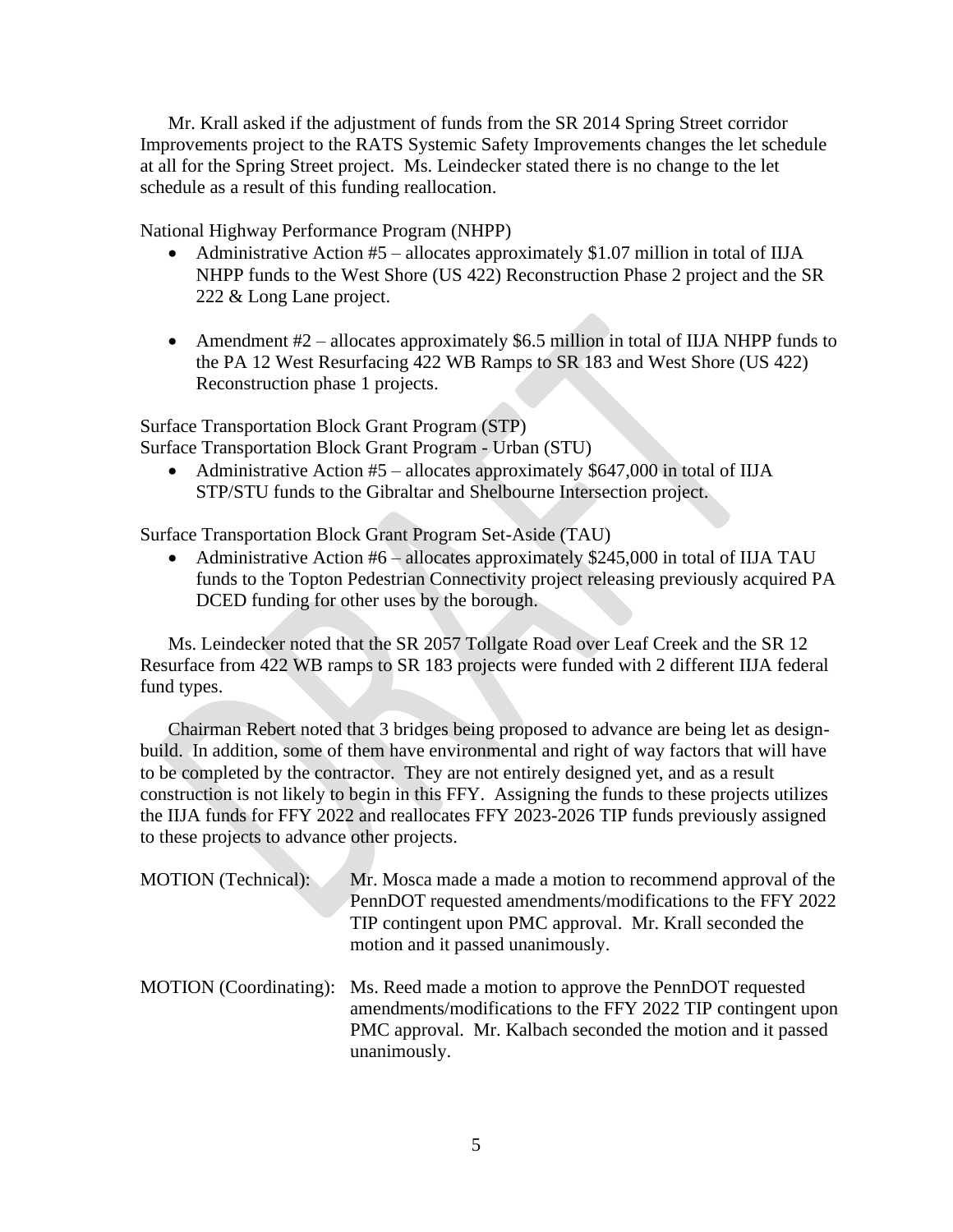Mr. Krall asked if the adjustment of funds from the SR 2014 Spring Street corridor Improvements project to the RATS Systemic Safety Improvements changes the let schedule at all for the Spring Street project. Ms. Leindecker stated there is no change to the let schedule as a result of this funding reallocation.

National Highway Performance Program (NHPP)

- Administrative Action #5 – allocates approximately $1.07 million in total of IIJA NHPP funds to the West Shore (US 422) Reconstruction Phase 2 project and the SR 222 & Long Lane project.

- Amendment #2 – allocates approximately $6.5 million in total of IIJA NHPP funds to the PA 12 West Resurfacing 422 WB Ramps to SR 183 and West Shore (US 422) Reconstruction phase 1 projects.

Surface Transportation Block Grant Program (STP)
Surface Transportation Block Grant Program - Urban (STU)

- Administrative Action #5 – allocates approximately $647,000 in total of IIJA STP/STU funds to the Gibraltar and Shelbourne Intersection project.

Surface Transportation Block Grant Program Set-Aside (TAU)

- Administrative Action #6 – allocates approximately $245,000 in total of IIJA TAU funds to the Topton Pedestrian Connectivity project releasing previously acquired PA DCED funding for other uses by the borough.

Ms. Leindecker noted that the SR 2057 Tollgate Road over Leaf Creek and the SR 12 Resurface from 422 WB ramps to SR 183 projects were funded with 2 different IIJA federal fund types.

Chairman Rebert noted that 3 bridges being proposed to advance are being let as design-build. In addition, some of them have environmental and right of way factors that will have to be completed by the contractor. They are not entirely designed yet, and as a result construction is not likely to begin in this FFY. Assigning the funds to these projects utilizes the IIJA funds for FFY 2022 and reallocates FFY 2023-2026 TIP funds previously assigned to these projects to advance other projects.

MOTION (Technical): Mr. Mosca made a made a motion to recommend approval of the PennDOT requested amendments/modifications to the FFY 2022 TIP contingent upon PMC approval. Mr. Krall seconded the motion and it passed unanimously.

MOTION (Coordinating): Ms. Reed made a motion to approve the PennDOT requested amendments/modifications to the FFY 2022 TIP contingent upon PMC approval. Mr. Kalbach seconded the motion and it passed unanimously.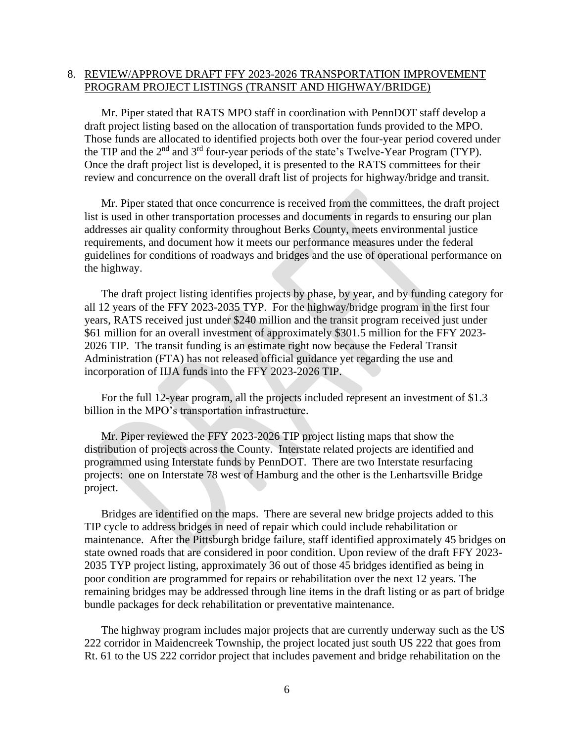8. REVIEW/APPROVE DRAFT FFY 2023-2026 TRANSPORTATION IMPROVEMENT PROGRAM PROJECT LISTINGS (TRANSIT AND HIGHWAY/BRIDGE)

Mr. Piper stated that RATS MPO staff in coordination with PennDOT staff develop a draft project listing based on the allocation of transportation funds provided to the MPO. Those funds are allocated to identified projects both over the four-year period covered under the TIP and the 2nd and 3rd four-year periods of the state's Twelve-Year Program (TYP). Once the draft project list is developed, it is presented to the RATS committees for their review and concurrence on the overall draft list of projects for highway/bridge and transit.

Mr. Piper stated that once concurrence is received from the committees, the draft project list is used in other transportation processes and documents in regards to ensuring our plan addresses air quality conformity throughout Berks County, meets environmental justice requirements, and document how it meets our performance measures under the federal guidelines for conditions of roadways and bridges and the use of operational performance on the highway.

The draft project listing identifies projects by phase, by year, and by funding category for all 12 years of the FFY 2023-2035 TYP. For the highway/bridge program in the first four years, RATS received just under $240 million and the transit program received just under $61 million for an overall investment of approximately $301.5 million for the FFY 2023-2026 TIP. The transit funding is an estimate right now because the Federal Transit Administration (FTA) has not released official guidance yet regarding the use and incorporation of IIJA funds into the FFY 2023-2026 TIP.

For the full 12-year program, all the projects included represent an investment of $1.3 billion in the MPO's transportation infrastructure.

Mr. Piper reviewed the FFY 2023-2026 TIP project listing maps that show the distribution of projects across the County. Interstate related projects are identified and programmed using Interstate funds by PennDOT. There are two Interstate resurfacing projects: one on Interstate 78 west of Hamburg and the other is the Lenhartsville Bridge project.

Bridges are identified on the maps. There are several new bridge projects added to this TIP cycle to address bridges in need of repair which could include rehabilitation or maintenance. After the Pittsburgh bridge failure, staff identified approximately 45 bridges on state owned roads that are considered in poor condition. Upon review of the draft FFY 2023-2035 TYP project listing, approximately 36 out of those 45 bridges identified as being in poor condition are programmed for repairs or rehabilitation over the next 12 years. The remaining bridges may be addressed through line items in the draft listing or as part of bridge bundle packages for deck rehabilitation or preventative maintenance.

The highway program includes major projects that are currently underway such as the US 222 corridor in Maidencreek Township, the project located just south US 222 that goes from Rt. 61 to the US 222 corridor project that includes pavement and bridge rehabilitation on the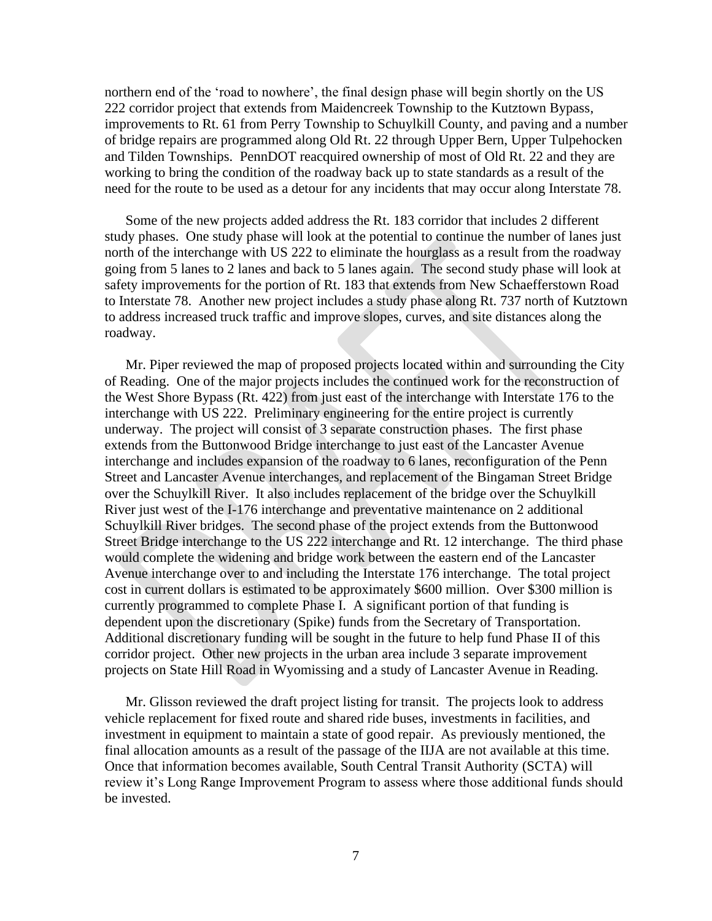northern end of the 'road to nowhere', the final design phase will begin shortly on the US 222 corridor project that extends from Maidencreek Township to the Kutztown Bypass, improvements to Rt. 61 from Perry Township to Schuylkill County, and paving and a number of bridge repairs are programmed along Old Rt. 22 through Upper Bern, Upper Tulpehocken and Tilden Townships. PennDOT reacquired ownership of most of Old Rt. 22 and they are working to bring the condition of the roadway back up to state standards as a result of the need for the route to be used as a detour for any incidents that may occur along Interstate 78.

Some of the new projects added address the Rt. 183 corridor that includes 2 different study phases. One study phase will look at the potential to continue the number of lanes just north of the interchange with US 222 to eliminate the hourglass as a result from the roadway going from 5 lanes to 2 lanes and back to 5 lanes again. The second study phase will look at safety improvements for the portion of Rt. 183 that extends from New Schaefferstown Road to Interstate 78. Another new project includes a study phase along Rt. 737 north of Kutztown to address increased truck traffic and improve slopes, curves, and site distances along the roadway.

Mr. Piper reviewed the map of proposed projects located within and surrounding the City of Reading. One of the major projects includes the continued work for the reconstruction of the West Shore Bypass (Rt. 422) from just east of the interchange with Interstate 176 to the interchange with US 222. Preliminary engineering for the entire project is currently underway. The project will consist of 3 separate construction phases. The first phase extends from the Buttonwood Bridge interchange to just east of the Lancaster Avenue interchange and includes expansion of the roadway to 6 lanes, reconfiguration of the Penn Street and Lancaster Avenue interchanges, and replacement of the Bingaman Street Bridge over the Schuylkill River. It also includes replacement of the bridge over the Schuylkill River just west of the I-176 interchange and preventative maintenance on 2 additional Schuylkill River bridges. The second phase of the project extends from the Buttonwood Street Bridge interchange to the US 222 interchange and Rt. 12 interchange. The third phase would complete the widening and bridge work between the eastern end of the Lancaster Avenue interchange over to and including the Interstate 176 interchange. The total project cost in current dollars is estimated to be approximately $600 million. Over $300 million is currently programmed to complete Phase I. A significant portion of that funding is dependent upon the discretionary (Spike) funds from the Secretary of Transportation. Additional discretionary funding will be sought in the future to help fund Phase II of this corridor project. Other new projects in the urban area include 3 separate improvement projects on State Hill Road in Wyomissing and a study of Lancaster Avenue in Reading.

Mr. Glisson reviewed the draft project listing for transit. The projects look to address vehicle replacement for fixed route and shared ride buses, investments in facilities, and investment in equipment to maintain a state of good repair. As previously mentioned, the final allocation amounts as a result of the passage of the IIJA are not available at this time. Once that information becomes available, South Central Transit Authority (SCTA) will review it's Long Range Improvement Program to assess where those additional funds should be invested.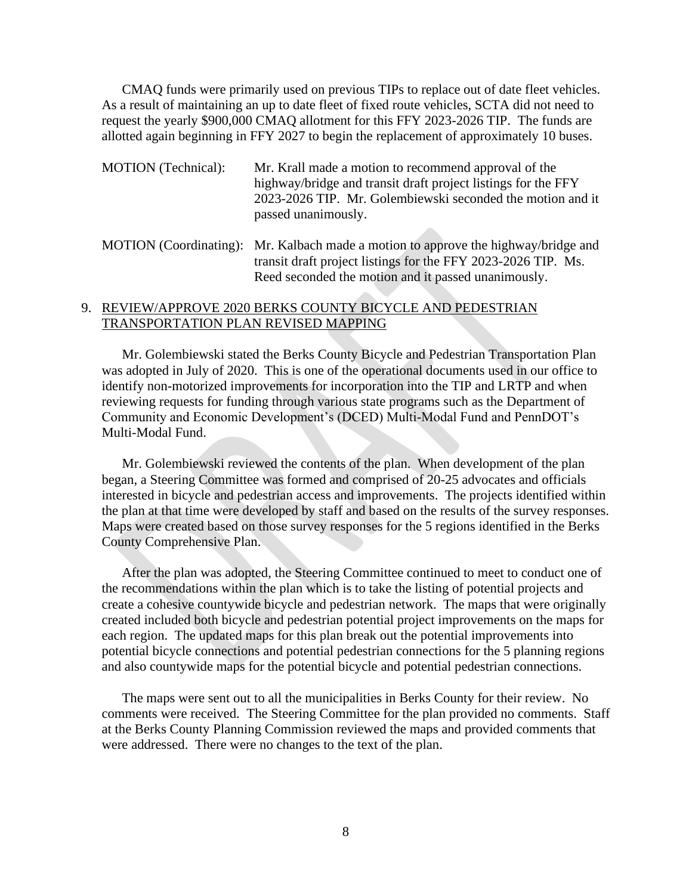CMAQ funds were primarily used on previous TIPs to replace out of date fleet vehicles. As a result of maintaining an up to date fleet of fixed route vehicles, SCTA did not need to request the yearly $900,000 CMAQ allotment for this FFY 2023-2026 TIP. The funds are allotted again beginning in FFY 2027 to begin the replacement of approximately 10 buses.

MOTION (Technical): Mr. Krall made a motion to recommend approval of the highway/bridge and transit draft project listings for the FFY 2023-2026 TIP. Mr. Golembiewski seconded the motion and it passed unanimously.

MOTION (Coordinating): Mr. Kalbach made a motion to approve the highway/bridge and transit draft project listings for the FFY 2023-2026 TIP. Ms. Reed seconded the motion and it passed unanimously.

9. <u>REVIEW/APPROVE 2020 BERKS COUNTY BICYCLE AND PEDESTRIAN TRANSPORTATION PLAN REVISED MAPPING</u>

Mr. Golembiewski stated the Berks County Bicycle and Pedestrian Transportation Plan was adopted in July of 2020. This is one of the operational documents used in our office to identify non-motorized improvements for incorporation into the TIP and LRTP and when reviewing requests for funding through various state programs such as the Department of Community and Economic Development's (DCED) Multi-Modal Fund and PennDOT's Multi-Modal Fund.

Mr. Golembiewski reviewed the contents of the plan. When development of the plan began, a Steering Committee was formed and comprised of 20-25 advocates and officials interested in bicycle and pedestrian access and improvements. The projects identified within the plan at that time were developed by staff and based on the results of the survey responses. Maps were created based on those survey responses for the 5 regions identified in the Berks County Comprehensive Plan.

After the plan was adopted, the Steering Committee continued to meet to conduct one of the recommendations within the plan which is to take the listing of potential projects and create a cohesive countywide bicycle and pedestrian network. The maps that were originally created included both bicycle and pedestrian potential project improvements on the maps for each region. The updated maps for this plan break out the potential improvements into potential bicycle connections and potential pedestrian connections for the 5 planning regions and also countywide maps for the potential bicycle and potential pedestrian connections.

The maps were sent out to all the municipalities in Berks County for their review. No comments were received. The Steering Committee for the plan provided no comments. Staff at the Berks County Planning Commission reviewed the maps and provided comments that were addressed. There were no changes to the text of the plan.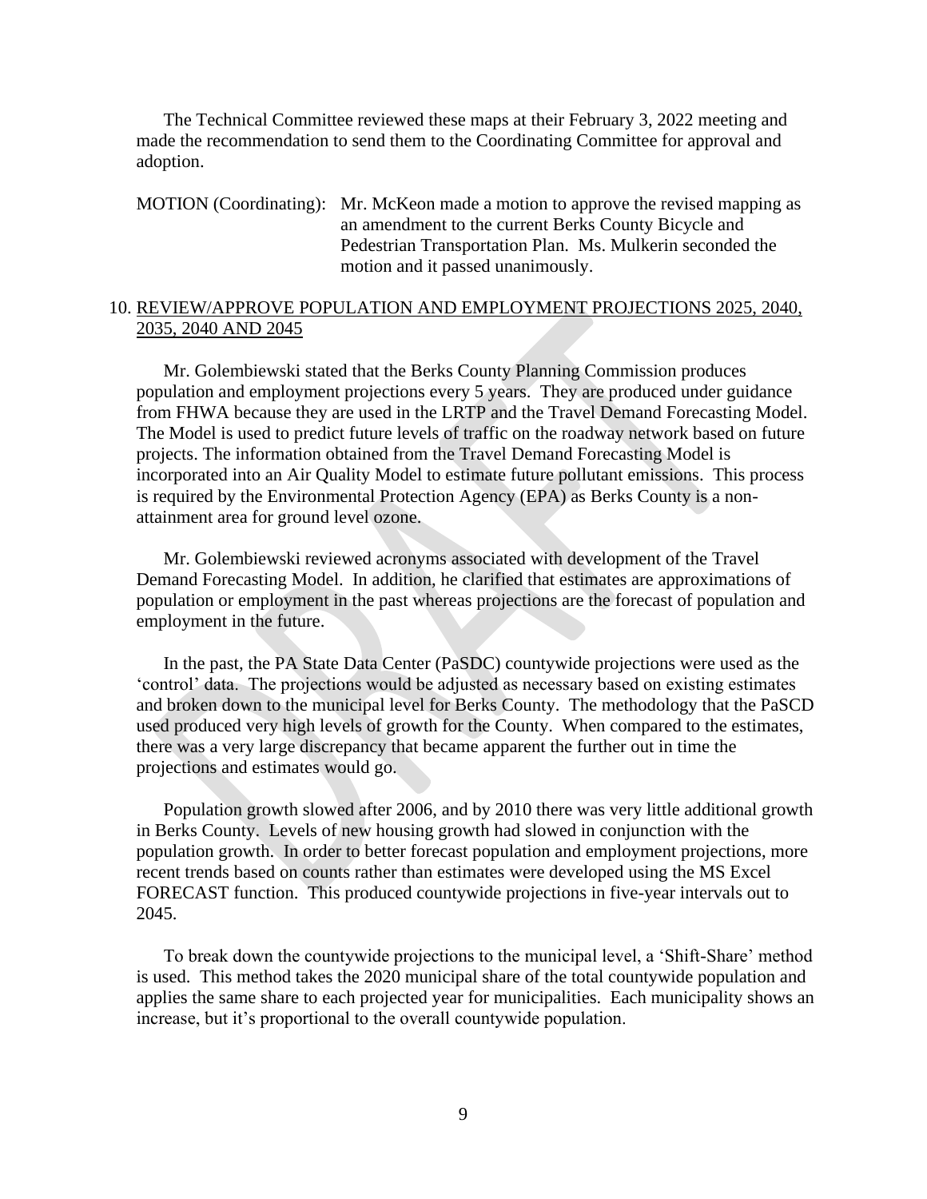The Technical Committee reviewed these maps at their February 3, 2022 meeting and made the recommendation to send them to the Coordinating Committee for approval and adoption.

MOTION (Coordinating): Mr. McKeon made a motion to approve the revised mapping as an amendment to the current Berks County Bicycle and Pedestrian Transportation Plan. Ms. Mulkerin seconded the motion and it passed unanimously.

10. REVIEW/APPROVE POPULATION AND EMPLOYMENT PROJECTIONS 2025, 2040, 2035, 2040 AND 2045

Mr. Golembiewski stated that the Berks County Planning Commission produces population and employment projections every 5 years. They are produced under guidance from FHWA because they are used in the LRTP and the Travel Demand Forecasting Model. The Model is used to predict future levels of traffic on the roadway network based on future projects. The information obtained from the Travel Demand Forecasting Model is incorporated into an Air Quality Model to estimate future pollutant emissions. This process is required by the Environmental Protection Agency (EPA) as Berks County is a non-attainment area for ground level ozone.

Mr. Golembiewski reviewed acronyms associated with development of the Travel Demand Forecasting Model. In addition, he clarified that estimates are approximations of population or employment in the past whereas projections are the forecast of population and employment in the future.

In the past, the PA State Data Center (PaSDC) countywide projections were used as the 'control' data. The projections would be adjusted as necessary based on existing estimates and broken down to the municipal level for Berks County. The methodology that the PaSCD used produced very high levels of growth for the County. When compared to the estimates, there was a very large discrepancy that became apparent the further out in time the projections and estimates would go.

Population growth slowed after 2006, and by 2010 there was very little additional growth in Berks County. Levels of new housing growth had slowed in conjunction with the population growth. In order to better forecast population and employment projections, more recent trends based on counts rather than estimates were developed using the MS Excel FORECAST function. This produced countywide projections in five-year intervals out to 2045.

To break down the countywide projections to the municipal level, a 'Shift-Share' method is used. This method takes the 2020 municipal share of the total countywide population and applies the same share to each projected year for municipalities. Each municipality shows an increase, but it's proportional to the overall countywide population.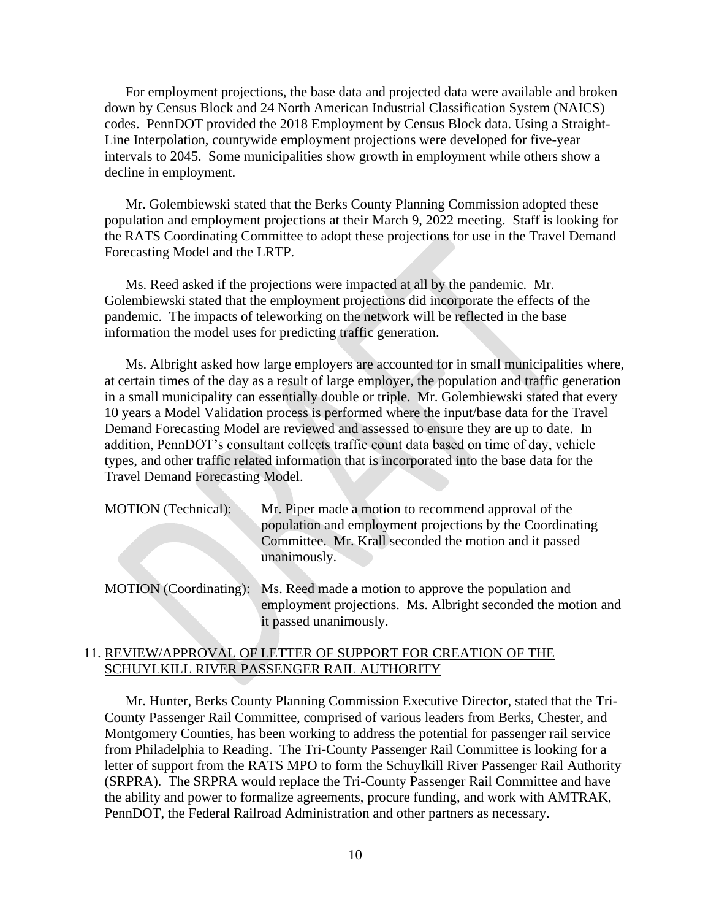For employment projections, the base data and projected data were available and broken down by Census Block and 24 North American Industrial Classification System (NAICS) codes. PennDOT provided the 2018 Employment by Census Block data. Using a Straight-Line Interpolation, countywide employment projections were developed for five-year intervals to 2045. Some municipalities show growth in employment while others show a decline in employment.

Mr. Golembiewski stated that the Berks County Planning Commission adopted these population and employment projections at their March 9, 2022 meeting. Staff is looking for the RATS Coordinating Committee to adopt these projections for use in the Travel Demand Forecasting Model and the LRTP.

Ms. Reed asked if the projections were impacted at all by the pandemic. Mr. Golembiewski stated that the employment projections did incorporate the effects of the pandemic. The impacts of teleworking on the network will be reflected in the base information the model uses for predicting traffic generation.

Ms. Albright asked how large employers are accounted for in small municipalities where, at certain times of the day as a result of large employer, the population and traffic generation in a small municipality can essentially double or triple. Mr. Golembiewski stated that every 10 years a Model Validation process is performed where the input/base data for the Travel Demand Forecasting Model are reviewed and assessed to ensure they are up to date. In addition, PennDOT's consultant collects traffic count data based on time of day, vehicle types, and other traffic related information that is incorporated into the base data for the Travel Demand Forecasting Model.

MOTION (Technical): Mr. Piper made a motion to recommend approval of the population and employment projections by the Coordinating Committee. Mr. Krall seconded the motion and it passed unanimously.

MOTION (Coordinating): Ms. Reed made a motion to approve the population and employment projections. Ms. Albright seconded the motion and it passed unanimously.

11. REVIEW/APPROVAL OF LETTER OF SUPPORT FOR CREATION OF THE SCHUYLKILL RIVER PASSENGER RAIL AUTHORITY

Mr. Hunter, Berks County Planning Commission Executive Director, stated that the Tri-County Passenger Rail Committee, comprised of various leaders from Berks, Chester, and Montgomery Counties, has been working to address the potential for passenger rail service from Philadelphia to Reading. The Tri-County Passenger Rail Committee is looking for a letter of support from the RATS MPO to form the Schuylkill River Passenger Rail Authority (SRPRA). The SRPRA would replace the Tri-County Passenger Rail Committee and have the ability and power to formalize agreements, procure funding, and work with AMTRAK, PennDOT, the Federal Railroad Administration and other partners as necessary.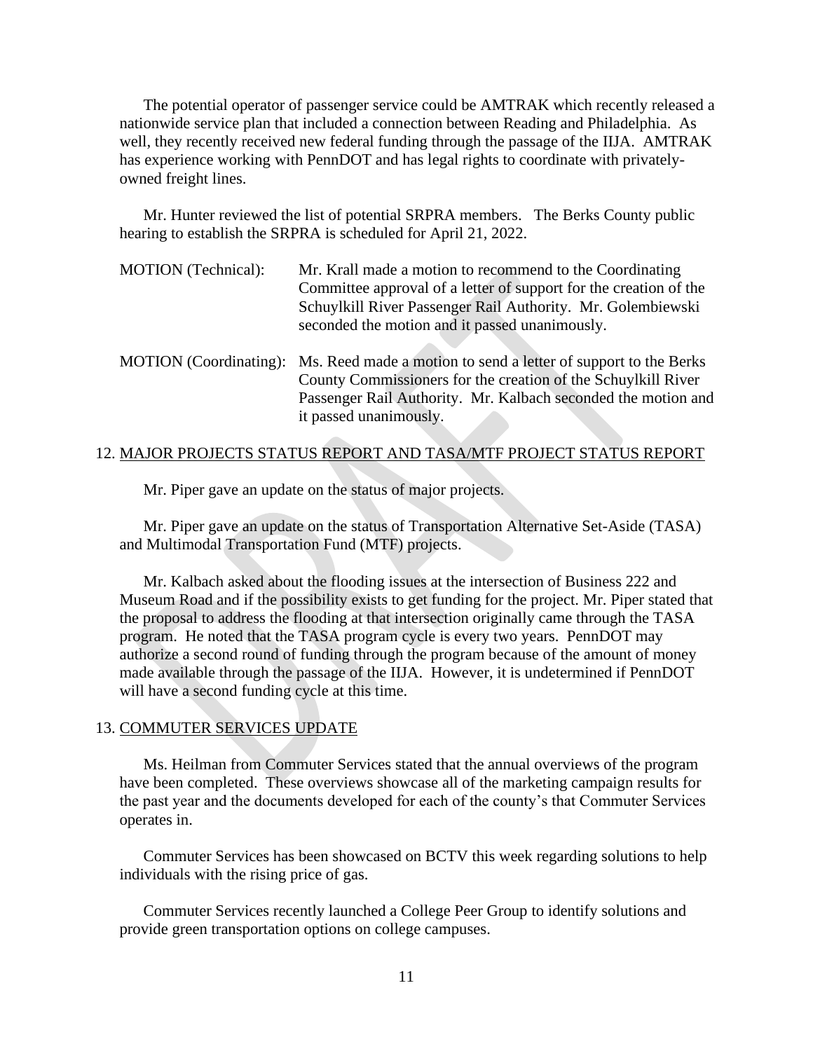The potential operator of passenger service could be AMTRAK which recently released a nationwide service plan that included a connection between Reading and Philadelphia. As well, they recently received new federal funding through the passage of the IIJA. AMTRAK has experience working with PennDOT and has legal rights to coordinate with privately-owned freight lines.

Mr. Hunter reviewed the list of potential SRPRA members. The Berks County public hearing to establish the SRPRA is scheduled for April 21, 2022.

MOTION (Technical): Mr. Krall made a motion to recommend to the Coordinating Committee approval of a letter of support for the creation of the Schuylkill River Passenger Rail Authority. Mr. Golembiewski seconded the motion and it passed unanimously.

MOTION (Coordinating): Ms. Reed made a motion to send a letter of support to the Berks County Commissioners for the creation of the Schuylkill River Passenger Rail Authority. Mr. Kalbach seconded the motion and it passed unanimously.

## 12. MAJOR PROJECTS STATUS REPORT AND TASA/MTF PROJECT STATUS REPORT

Mr. Piper gave an update on the status of major projects.

Mr. Piper gave an update on the status of Transportation Alternative Set-Aside (TASA) and Multimodal Transportation Fund (MTF) projects.

Mr. Kalbach asked about the flooding issues at the intersection of Business 222 and Museum Road and if the possibility exists to get funding for the project. Mr. Piper stated that the proposal to address the flooding at that intersection originally came through the TASA program. He noted that the TASA program cycle is every two years. PennDOT may authorize a second round of funding through the program because of the amount of money made available through the passage of the IIJA. However, it is undetermined if PennDOT will have a second funding cycle at this time.

## 13. COMMUTER SERVICES UPDATE

Ms. Heilman from Commuter Services stated that the annual overviews of the program have been completed. These overviews showcase all of the marketing campaign results for the past year and the documents developed for each of the county's that Commuter Services operates in.

Commuter Services has been showcased on BCTV this week regarding solutions to help individuals with the rising price of gas.

Commuter Services recently launched a College Peer Group to identify solutions and provide green transportation options on college campuses.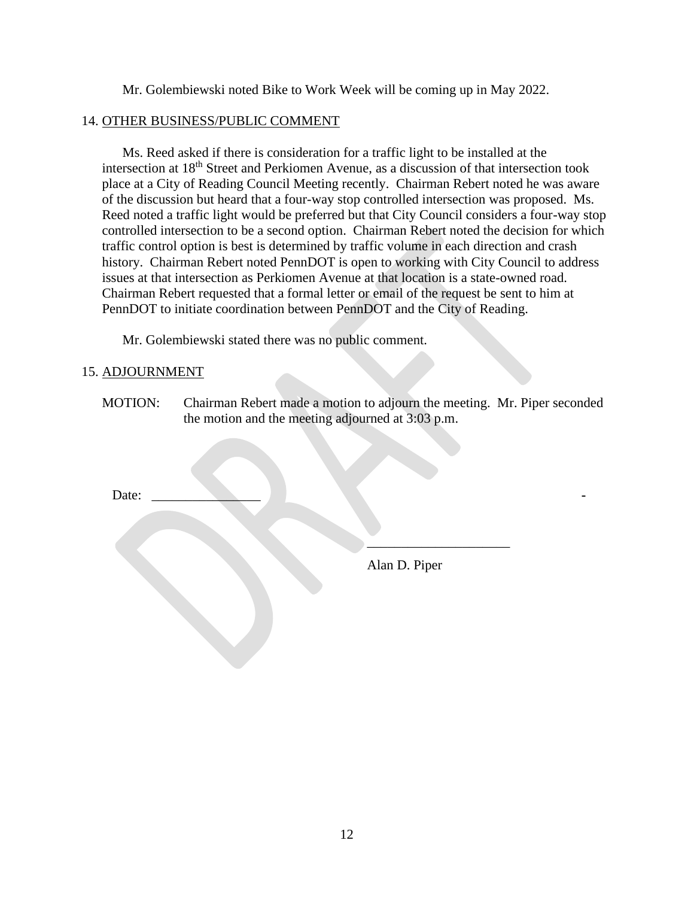Mr. Golembiewski noted Bike to Work Week will be coming up in May 2022.

14. OTHER BUSINESS/PUBLIC COMMENT

Ms. Reed asked if there is consideration for a traffic light to be installed at the intersection at 18th Street and Perkiomen Avenue, as a discussion of that intersection took place at a City of Reading Council Meeting recently. Chairman Rebert noted he was aware of the discussion but heard that a four-way stop controlled intersection was proposed. Ms. Reed noted a traffic light would be preferred but that City Council considers a four-way stop controlled intersection to be a second option. Chairman Rebert noted the decision for which traffic control option is best is determined by traffic volume in each direction and crash history. Chairman Rebert noted PennDOT is open to working with City Council to address issues at that intersection as Perkiomen Avenue at that location is a state-owned road. Chairman Rebert requested that a formal letter or email of the request be sent to him at PennDOT to initiate coordination between PennDOT and the City of Reading.

Mr. Golembiewski stated there was no public comment.

15. ADJOURNMENT

MOTION: Chairman Rebert made a motion to adjourn the meeting. Mr. Piper seconded the motion and the meeting adjourned at 3:03 p.m.

Date: ________________

____________________

Alan D. Piper